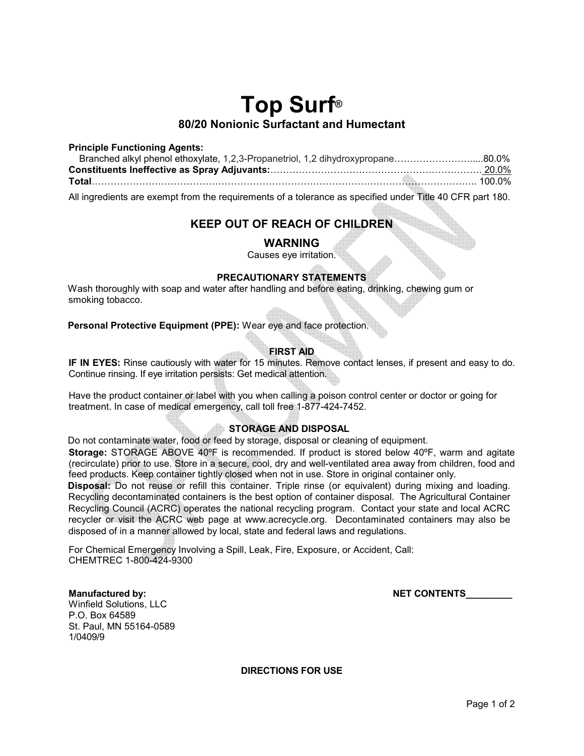# Top Surf®

## 80/20 Nonionic Surfactant and Humectant

**Principle Functioning Agents:**

Branched alkyl phenol ethoxylate, 1,2,3-Propanetriol, 1,2 dihydroxypropane……………………....80.0%
**Constituents Ineffective as Spray Adjuvants:**…………………………………………………………… 20.0%
**Total**…………………………………………………………………………………………………….. 100.0%

All ingredients are exempt from the requirements of a tolerance as specified under Title 40 CFR part 180.

## KEEP OUT OF REACH OF CHILDREN

## WARNING

Causes eye irritation.

### PRECAUTIONARY STATEMENTS

Wash thoroughly with soap and water after handling and before eating, drinking, chewing gum or smoking tobacco.

**Personal Protective Equipment (PPE):** Wear eye and face protection.

### FIRST AID

**IF IN EYES:** Rinse cautiously with water for 15 minutes. Remove contact lenses, if present and easy to do. Continue rinsing. If eye irritation persists: Get medical attention.

Have the product container or label with you when calling a poison control center or doctor or going for treatment. In case of medical emergency, call toll free 1-877-424-7452.

### STORAGE AND DISPOSAL

Do not contaminate water, food or feed by storage, disposal or cleaning of equipment.

**Storage:** STORAGE ABOVE 40ºF is recommended. If product is stored below 40ºF, warm and agitate (recirculate) prior to use. Store in a secure, cool, dry and well-ventilated area away from children, food and feed products. Keep container tightly closed when not in use. Store in original container only.

**Disposal:** Do not reuse or refill this container. Triple rinse (or equivalent) during mixing and loading. Recycling decontaminated containers is the best option of container disposal. The Agricultural Container Recycling Council (ACRC) operates the national recycling program. Contact your state and local ACRC recycler or visit the ACRC web page at www.acrecycle.org. Decontaminated containers may also be disposed of in a manner allowed by local, state and federal laws and regulations.

For Chemical Emergency Involving a Spill, Leak, Fire, Exposure, or Accident, Call:
CHEMTREC 1-800-424-9300

**Manufactured by:**
Winfield Solutions, LLC
P.O. Box 64589
St. Paul, MN 55164-0589
1/0409/9

**NET CONTENTS\_\_\_\_\_\_\_\_\_**

### DIRECTIONS FOR USE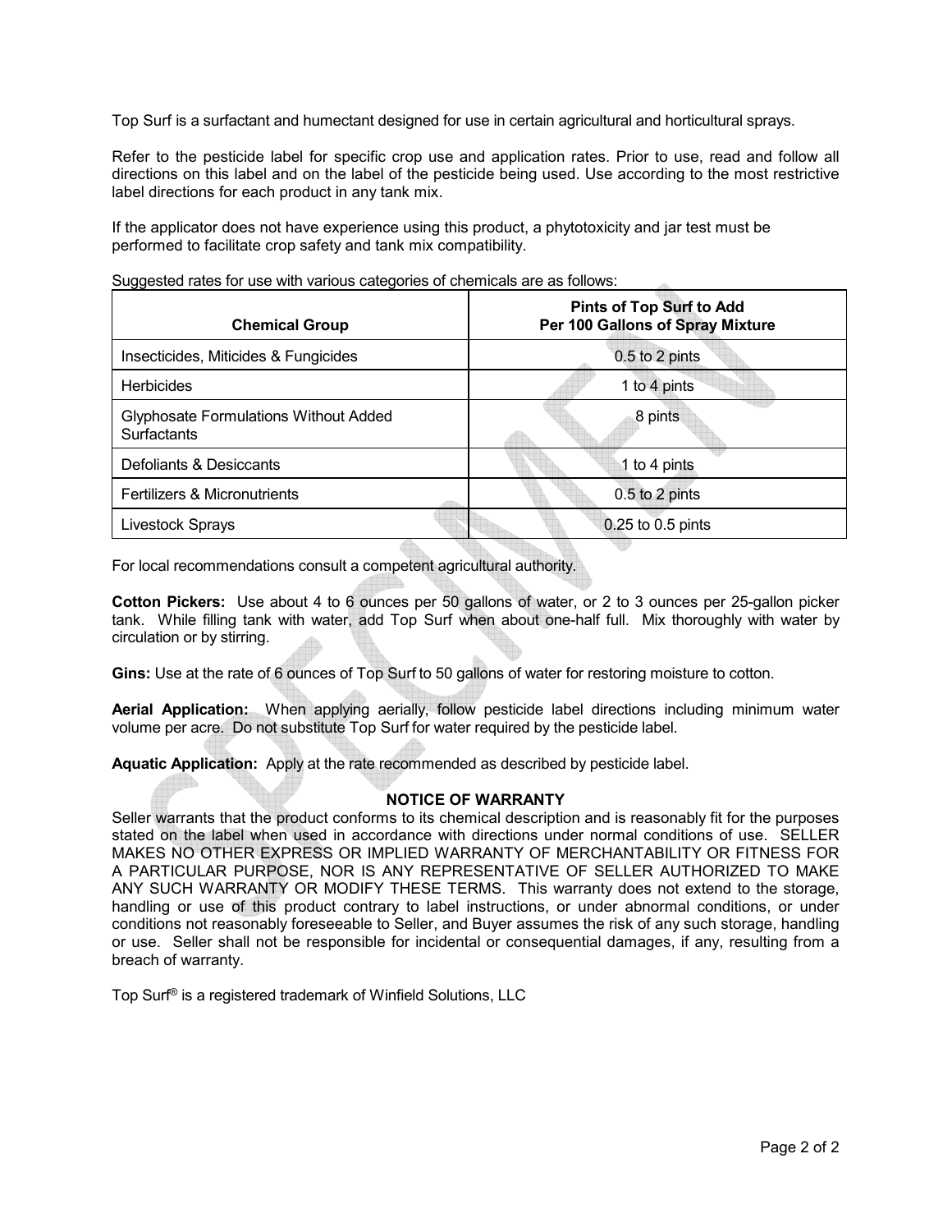Top Surf is a surfactant and humectant designed for use in certain agricultural and horticultural sprays.

Refer to the pesticide label for specific crop use and application rates. Prior to use, read and follow all directions on this label and on the label of the pesticide being used. Use according to the most restrictive label directions for each product in any tank mix.

If the applicator does not have experience using this product, a phytotoxicity and jar test must be performed to facilitate crop safety and tank mix compatibility.

Suggested rates for use with various categories of chemicals are as follows:

| Chemical Group | Pints of Top Surf to Add Per 100 Gallons of Spray Mixture |
|---|---|
| Insecticides, Miticides & Fungicides | 0.5 to 2 pints |
| Herbicides | 1 to 4 pints |
| Glyphosate Formulations Without Added Surfactants | 8 pints |
| Defoliants & Desiccants | 1 to 4 pints |
| Fertilizers & Micronutrients | 0.5 to 2 pints |
| Livestock Sprays | 0.25 to 0.5 pints |

For local recommendations consult a competent agricultural authority.

**Cotton Pickers:** Use about 4 to 6 ounces per 50 gallons of water, or 2 to 3 ounces per 25-gallon picker tank. While filling tank with water, add Top Surf when about one-half full. Mix thoroughly with water by circulation or by stirring.

**Gins:** Use at the rate of 6 ounces of Top Surf to 50 gallons of water for restoring moisture to cotton.

**Aerial Application:** When applying aerially, follow pesticide label directions including minimum water volume per acre. Do not substitute Top Surf for water required by the pesticide label.

**Aquatic Application:** Apply at the rate recommended as described by pesticide label.

**NOTICE OF WARRANTY**

Seller warrants that the product conforms to its chemical description and is reasonably fit for the purposes stated on the label when used in accordance with directions under normal conditions of use. SELLER MAKES NO OTHER EXPRESS OR IMPLIED WARRANTY OF MERCHANTABILITY OR FITNESS FOR A PARTICULAR PURPOSE, NOR IS ANY REPRESENTATIVE OF SELLER AUTHORIZED TO MAKE ANY SUCH WARRANTY OR MODIFY THESE TERMS. This warranty does not extend to the storage, handling or use of this product contrary to label instructions, or under abnormal conditions, or under conditions not reasonably foreseeable to Seller, and Buyer assumes the risk of any such storage, handling or use. Seller shall not be responsible for incidental or consequential damages, if any, resulting from a breach of warranty.

Top Surf® is a registered trademark of Winfield Solutions, LLC